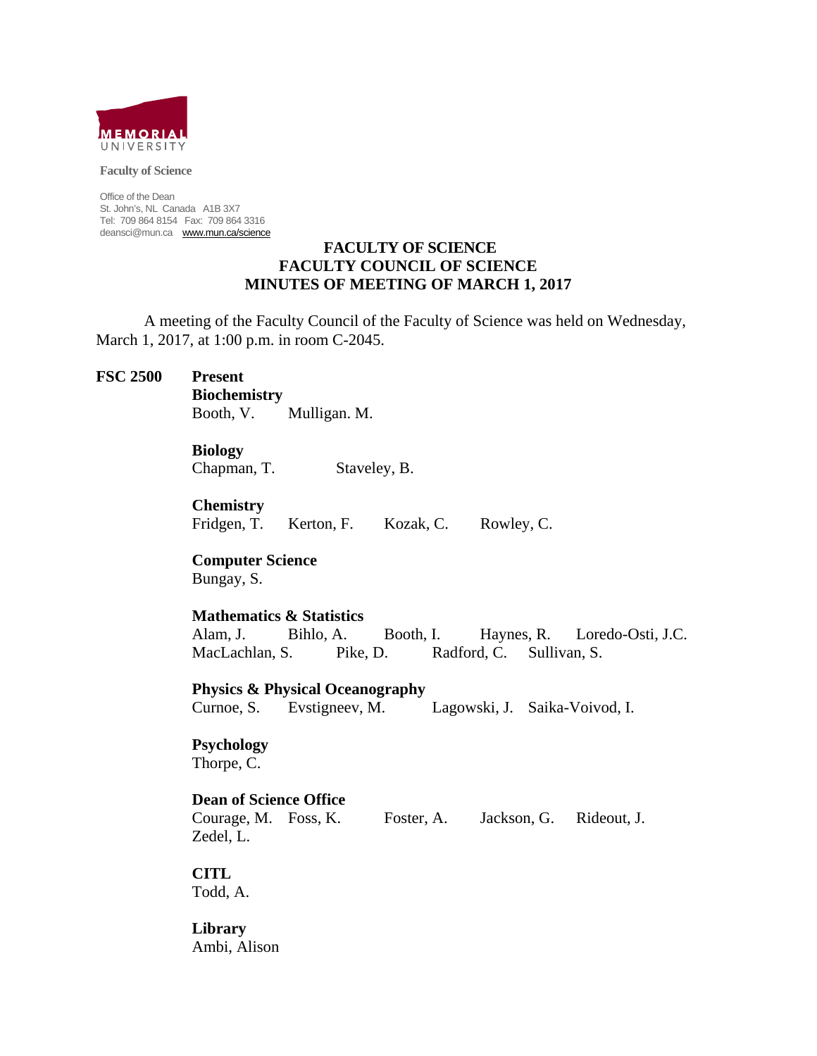MEMORIAL UNIVERSITY

**Faculty of Science**

Office of the Dean
St. John's, NL Canada A1B 3X7
Tel: 709 864 8154 Fax: 709 864 3316
deansci@mun.ca www.mun.ca/science

# FACULTY OF SCIENCE
# FACULTY COUNCIL OF SCIENCE
# MINUTES OF MEETING OF MARCH 1, 2017

A meeting of the Faculty Council of the Faculty of Science was held on Wednesday, March 1, 2017, at 1:00 p.m. in room C-2045.

**FSC 2500** **Present**

**Biochemistry**
Booth, V. Mulligan. M.

**Biology**
Chapman, T. Staveley, B.

**Chemistry**
Fridgen, T. Kerton, F. Kozak, C. Rowley, C.

**Computer Science**
Bungay, S.

**Mathematics & Statistics**
Alam, J. Bihlo, A. Booth, I. Haynes, R. Loredo-Osti, J.C. MacLachlan, S. Pike, D. Radford, C. Sullivan, S.

**Physics & Physical Oceanography**
Curnoe, S. Evstigneev, M. Lagowski, J. Saika-Voivod, I.

**Psychology**
Thorpe, C.

**Dean of Science Office**
Courage, M. Foss, K. Foster, A. Jackson, G. Rideout, J. Zedel, L.

**CITL**
Todd, A.

**Library**
Ambi, Alison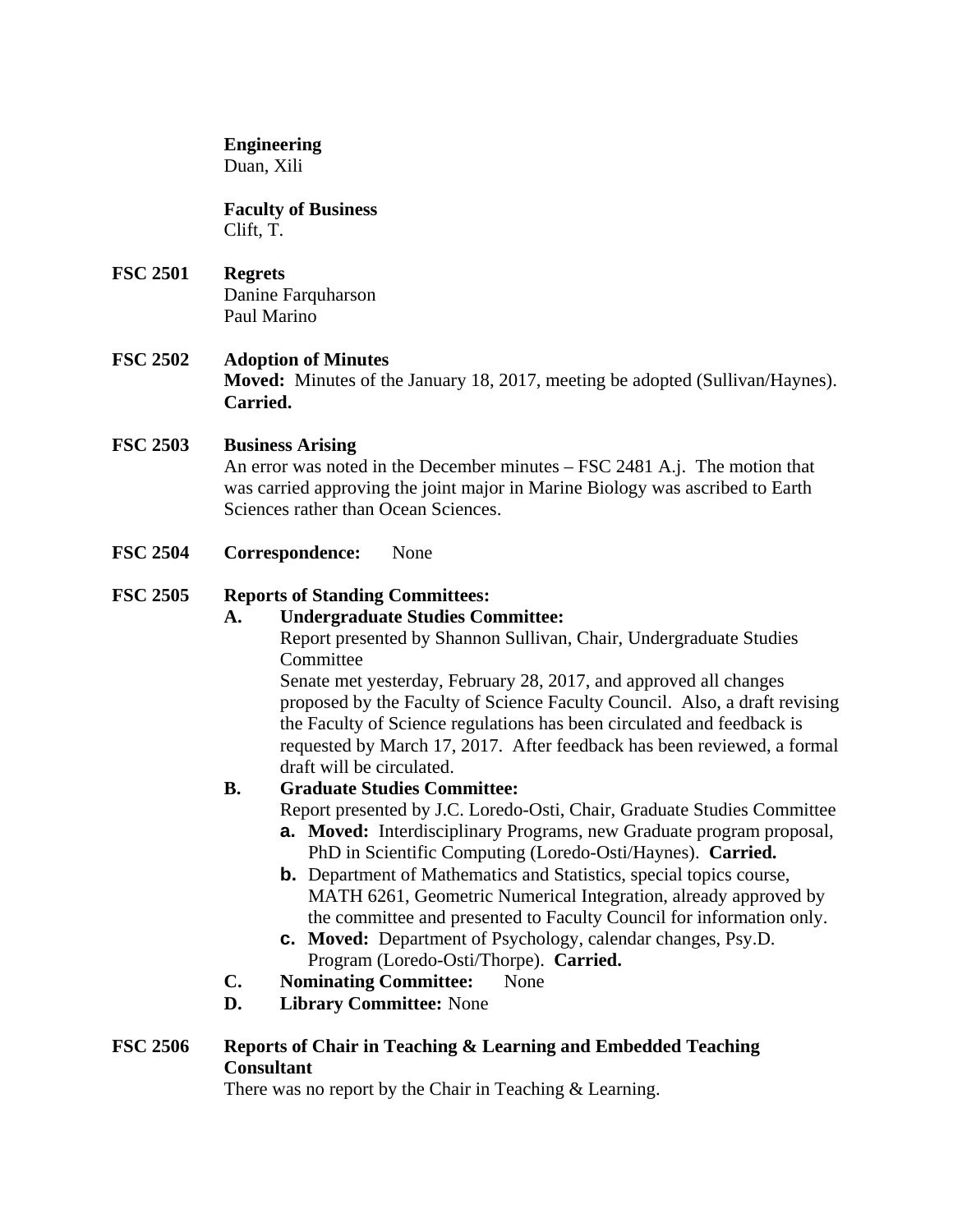**Engineering**
Duan, Xili

**Faculty of Business**
Clift, T.

**FSC 2501 Regrets**
Danine Farquharson
Paul Marino

**FSC 2502 Adoption of Minutes**
**Moved:** Minutes of the January 18, 2017, meeting be adopted (Sullivan/Haynes). **Carried.**

**FSC 2503 Business Arising**
An error was noted in the December minutes – FSC 2481 A.j. The motion that was carried approving the joint major in Marine Biology was ascribed to Earth Sciences rather than Ocean Sciences.

**FSC 2504 Correspondence:** None

**FSC 2505 Reports of Standing Committees:**

**A. Undergraduate Studies Committee:**
Report presented by Shannon Sullivan, Chair, Undergraduate Studies Committee
Senate met yesterday, February 28, 2017, and approved all changes proposed by the Faculty of Science Faculty Council. Also, a draft revising the Faculty of Science regulations has been circulated and feedback is requested by March 17, 2017. After feedback has been reviewed, a formal draft will be circulated.

**B. Graduate Studies Committee:**
Report presented by J.C. Loredo-Osti, Chair, Graduate Studies Committee

- **a. Moved:** Interdisciplinary Programs, new Graduate program proposal, PhD in Scientific Computing (Loredo-Osti/Haynes). **Carried.**
- **b.** Department of Mathematics and Statistics, special topics course, MATH 6261, Geometric Numerical Integration, already approved by the committee and presented to Faculty Council for information only.
- **c. Moved:** Department of Psychology, calendar changes, Psy.D. Program (Loredo-Osti/Thorpe). **Carried.**

**C. Nominating Committee:** None

**D. Library Committee:** None

**FSC 2506 Reports of Chair in Teaching & Learning and Embedded Teaching Consultant**
There was no report by the Chair in Teaching & Learning.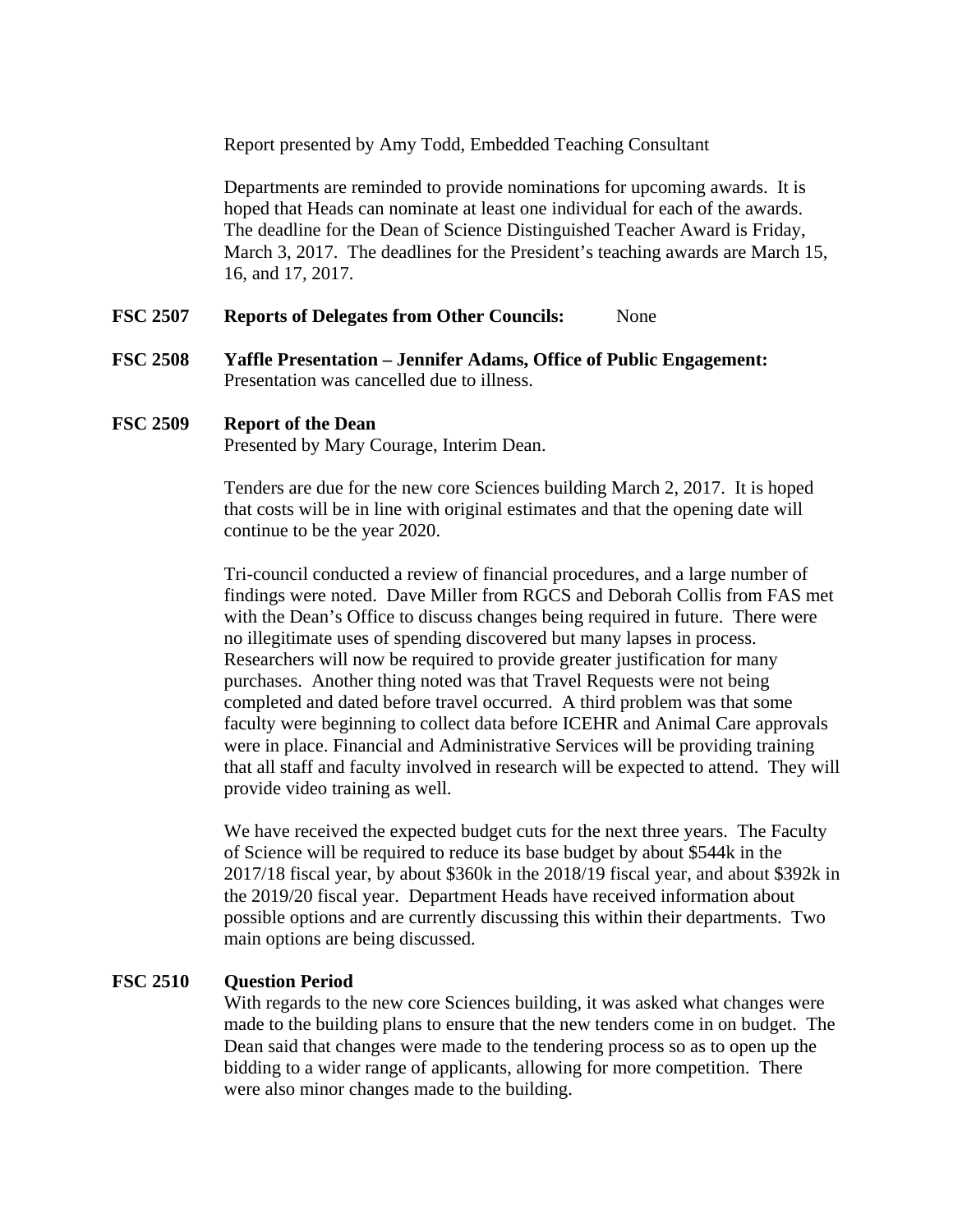Report presented by Amy Todd, Embedded Teaching Consultant

Departments are reminded to provide nominations for upcoming awards. It is hoped that Heads can nominate at least one individual for each of the awards. The deadline for the Dean of Science Distinguished Teacher Award is Friday, March 3, 2017. The deadlines for the President's teaching awards are March 15, 16, and 17, 2017.

**FSC 2507 Reports of Delegates from Other Councils:** None

**FSC 2508 Yaffle Presentation – Jennifer Adams, Office of Public Engagement:**
Presentation was cancelled due to illness.

**FSC 2509 Report of the Dean**
Presented by Mary Courage, Interim Dean.

Tenders are due for the new core Sciences building March 2, 2017. It is hoped that costs will be in line with original estimates and that the opening date will continue to be the year 2020.

Tri-council conducted a review of financial procedures, and a large number of findings were noted. Dave Miller from RGCS and Deborah Collis from FAS met with the Dean's Office to discuss changes being required in future. There were no illegitimate uses of spending discovered but many lapses in process. Researchers will now be required to provide greater justification for many purchases. Another thing noted was that Travel Requests were not being completed and dated before travel occurred. A third problem was that some faculty were beginning to collect data before ICEHR and Animal Care approvals were in place. Financial and Administrative Services will be providing training that all staff and faculty involved in research will be expected to attend. They will provide video training as well.

We have received the expected budget cuts for the next three years. The Faculty of Science will be required to reduce its base budget by about $544k in the 2017/18 fiscal year, by about $360k in the 2018/19 fiscal year, and about $392k in the 2019/20 fiscal year. Department Heads have received information about possible options and are currently discussing this within their departments. Two main options are being discussed.

**FSC 2510 Question Period**
With regards to the new core Sciences building, it was asked what changes were made to the building plans to ensure that the new tenders come in on budget. The Dean said that changes were made to the tendering process so as to open up the bidding to a wider range of applicants, allowing for more competition. There were also minor changes made to the building.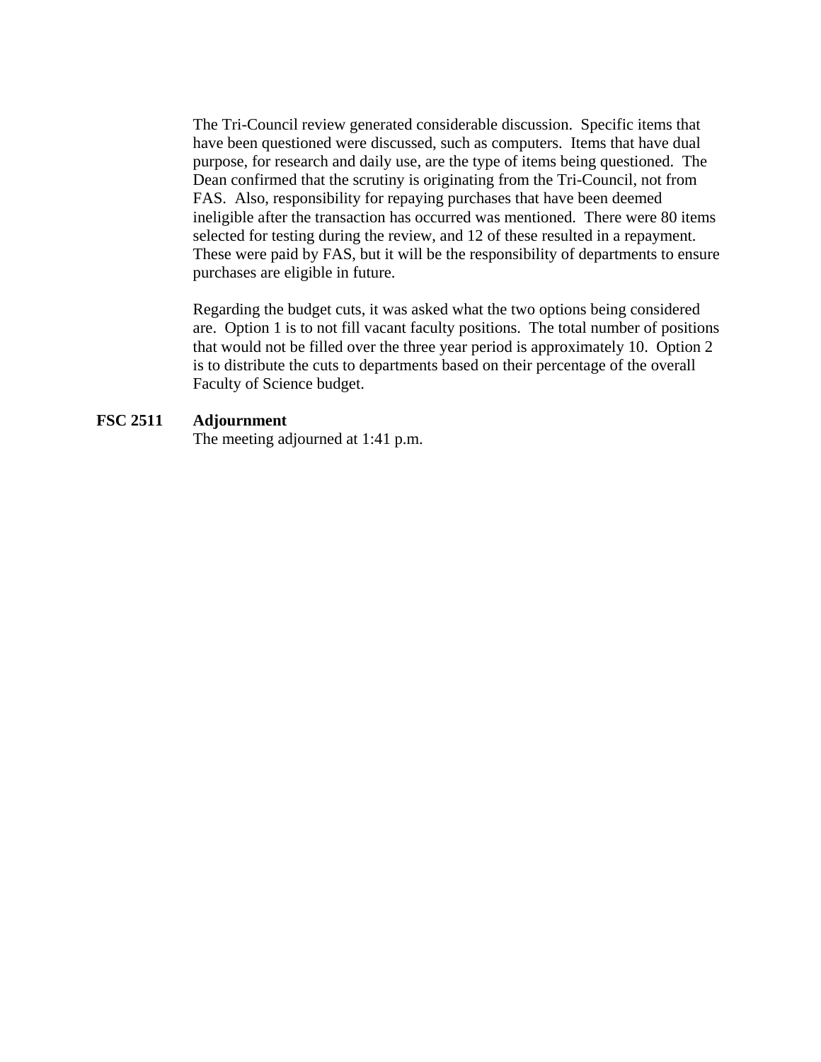The Tri-Council review generated considerable discussion. Specific items that have been questioned were discussed, such as computers. Items that have dual purpose, for research and daily use, are the type of items being questioned. The Dean confirmed that the scrutiny is originating from the Tri-Council, not from FAS. Also, responsibility for repaying purchases that have been deemed ineligible after the transaction has occurred was mentioned. There were 80 items selected for testing during the review, and 12 of these resulted in a repayment. These were paid by FAS, but it will be the responsibility of departments to ensure purchases are eligible in future.

Regarding the budget cuts, it was asked what the two options being considered are. Option 1 is to not fill vacant faculty positions. The total number of positions that would not be filled over the three year period is approximately 10. Option 2 is to distribute the cuts to departments based on their percentage of the overall Faculty of Science budget.

**FSC 2511 Adjournment**

The meeting adjourned at 1:41 p.m.